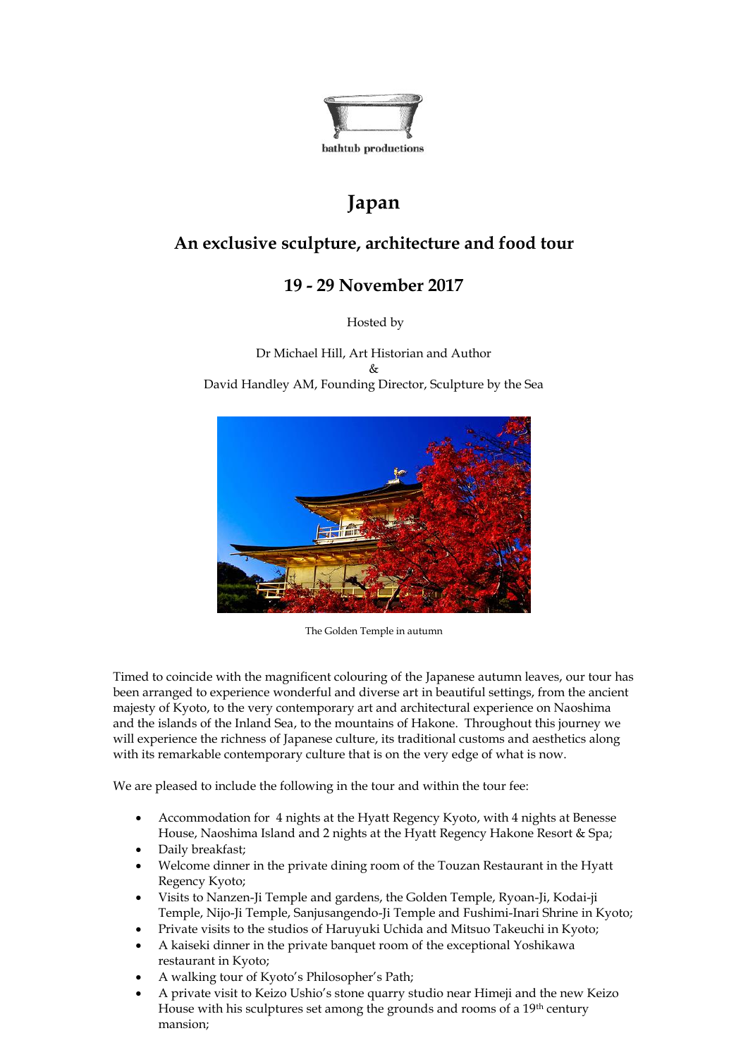bathtub productions

# Japan

## An exclusive sculpture, architecture and food tour

## 19 - 29 November 2017

Hosted by

Dr Michael Hill, Art Historian and Author
&
David Handley AM, Founding Director, Sculpture by the Sea

The Golden Temple in autumn

Timed to coincide with the magnificent colouring of the Japanese autumn leaves, our tour has been arranged to experience wonderful and diverse art in beautiful settings, from the ancient majesty of Kyoto, to the very contemporary art and architectural experience on Naoshima and the islands of the Inland Sea, to the mountains of Hakone. Throughout this journey we will experience the richness of Japanese culture, its traditional customs and aesthetics along with its remarkable contemporary culture that is on the very edge of what is now.

We are pleased to include the following in the tour and within the tour fee:

- Accommodation for 4 nights at the Hyatt Regency Kyoto, with 4 nights at Benesse House, Naoshima Island and 2 nights at the Hyatt Regency Hakone Resort & Spa;
- Daily breakfast;
- Welcome dinner in the private dining room of the Touzan Restaurant in the Hyatt Regency Kyoto;
- Visits to Nanzen-Ji Temple and gardens, the Golden Temple, Ryoan-Ji, Kodai-ji Temple, Nijo-Ji Temple, Sanjusangendo-Ji Temple and Fushimi-Inari Shrine in Kyoto;
- Private visits to the studios of Haruyuki Uchida and Mitsuo Takeuchi in Kyoto;
- A kaiseki dinner in the private banquet room of the exceptional Yoshikawa restaurant in Kyoto;
- A walking tour of Kyoto's Philosopher's Path;
- A private visit to Keizo Ushio's stone quarry studio near Himeji and the new Keizo House with his sculptures set among the grounds and rooms of a 19th century mansion;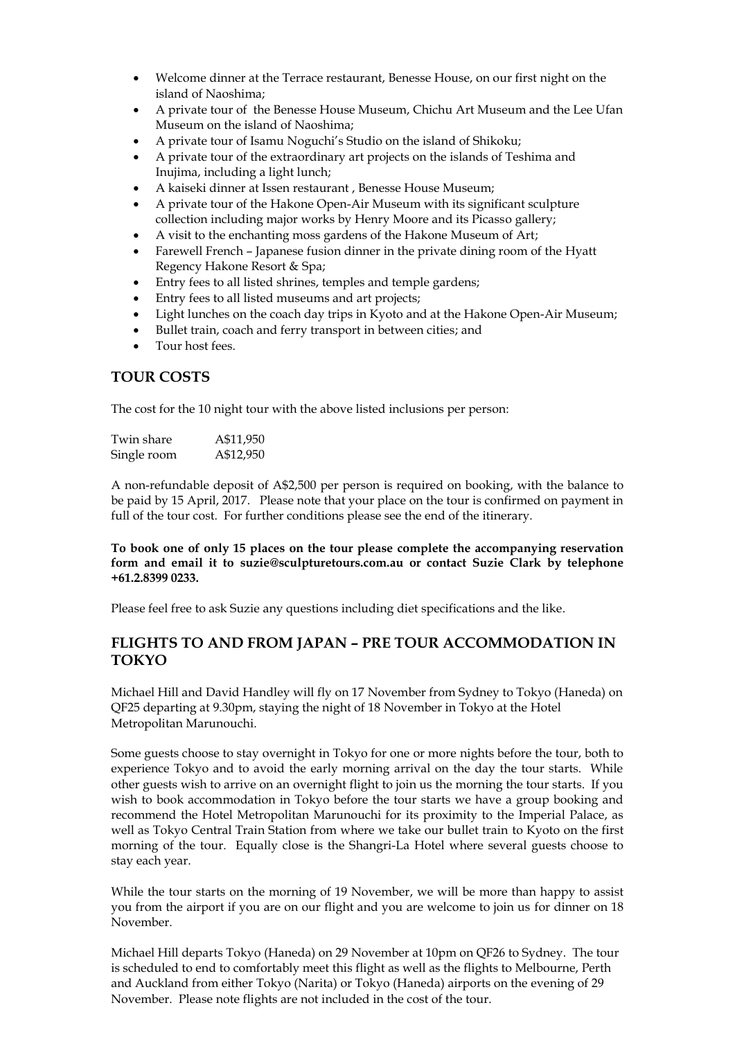- Welcome dinner at the Terrace restaurant, Benesse House, on our first night on the island of Naoshima;
- A private tour of the Benesse House Museum, Chichu Art Museum and the Lee Ufan Museum on the island of Naoshima;
- A private tour of Isamu Noguchi's Studio on the island of Shikoku;
- A private tour of the extraordinary art projects on the islands of Teshima and Inujima, including a light lunch;
- A kaiseki dinner at Issen restaurant , Benesse House Museum;
- A private tour of the Hakone Open-Air Museum with its significant sculpture collection including major works by Henry Moore and its Picasso gallery;
- A visit to the enchanting moss gardens of the Hakone Museum of Art;
- Farewell French – Japanese fusion dinner in the private dining room of the Hyatt Regency Hakone Resort & Spa;
- Entry fees to all listed shrines, temples and temple gardens;
- Entry fees to all listed museums and art projects;
- Light lunches on the coach day trips in Kyoto and at the Hakone Open-Air Museum;
- Bullet train, coach and ferry transport in between cities; and
- Tour host fees.

## TOUR COSTS

The cost for the 10 night tour with the above listed inclusions per person:

| | |
|---|---|
| Twin share | A$11,950 |
| Single room | A$12,950 |

A non-refundable deposit of A$2,500 per person is required on booking, with the balance to be paid by 15 April, 2017. Please note that your place on the tour is confirmed on payment in full of the tour cost. For further conditions please see the end of the itinerary.

**To book one of only 15 places on the tour please complete the accompanying reservation form and email it to suzie@sculpturetours.com.au or contact Suzie Clark by telephone +61.2.8399 0233.**

Please feel free to ask Suzie any questions including diet specifications and the like.

## FLIGHTS TO AND FROM JAPAN – PRE TOUR ACCOMMODATION IN TOKYO

Michael Hill and David Handley will fly on 17 November from Sydney to Tokyo (Haneda) on QF25 departing at 9.30pm, staying the night of 18 November in Tokyo at the Hotel Metropolitan Marunouchi.

Some guests choose to stay overnight in Tokyo for one or more nights before the tour, both to experience Tokyo and to avoid the early morning arrival on the day the tour starts. While other guests wish to arrive on an overnight flight to join us the morning the tour starts. If you wish to book accommodation in Tokyo before the tour starts we have a group booking and recommend the Hotel Metropolitan Marunouchi for its proximity to the Imperial Palace, as well as Tokyo Central Train Station from where we take our bullet train to Kyoto on the first morning of the tour. Equally close is the Shangri-La Hotel where several guests choose to stay each year.

While the tour starts on the morning of 19 November, we will be more than happy to assist you from the airport if you are on our flight and you are welcome to join us for dinner on 18 November.

Michael Hill departs Tokyo (Haneda) on 29 November at 10pm on QF26 to Sydney. The tour is scheduled to end to comfortably meet this flight as well as the flights to Melbourne, Perth and Auckland from either Tokyo (Narita) or Tokyo (Haneda) airports on the evening of 29 November. Please note flights are not included in the cost of the tour.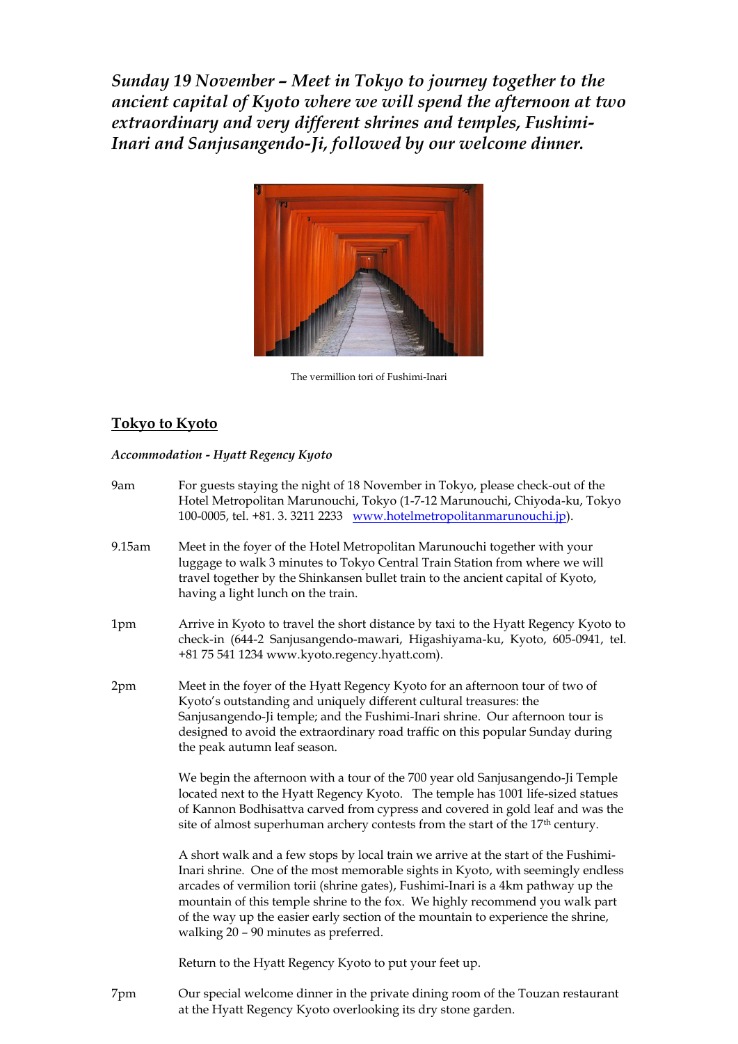***Sunday 19 November – Meet in Tokyo to journey together to the ancient capital of Kyoto where we will spend the afternoon at two extraordinary and very different shrines and temples, Fushimi-Inari and Sanjusangendo-Ji, followed by our welcome dinner.***

The vermillion tori of Fushimi-Inari

## Tokyo to Kyoto

***Accommodation - Hyatt Regency Kyoto***

9am — For guests staying the night of 18 November in Tokyo, please check-out of the Hotel Metropolitan Marunouchi, Tokyo (1-7-12 Marunouchi, Chiyoda-ku, Tokyo 100-0005, tel. +81. 3. 3211 2233 [www.hotelmetropolitanmarunouchi.jp](www.hotelmetropolitanmarunouchi.jp)).

9.15am — Meet in the foyer of the Hotel Metropolitan Marunouchi together with your luggage to walk 3 minutes to Tokyo Central Train Station from where we will travel together by the Shinkansen bullet train to the ancient capital of Kyoto, having a light lunch on the train.

1pm — Arrive in Kyoto to travel the short distance by taxi to the Hyatt Regency Kyoto to check-in (644-2 Sanjusangendo-mawari, Higashiyama-ku, Kyoto, 605-0941, tel. +81 75 541 1234 www.kyoto.regency.hyatt.com).

2pm — Meet in the foyer of the Hyatt Regency Kyoto for an afternoon tour of two of Kyoto's outstanding and uniquely different cultural treasures: the Sanjusangendo-Ji temple; and the Fushimi-Inari shrine. Our afternoon tour is designed to avoid the extraordinary road traffic on this popular Sunday during the peak autumn leaf season.

We begin the afternoon with a tour of the 700 year old Sanjusangendo-Ji Temple located next to the Hyatt Regency Kyoto. The temple has 1001 life-sized statues of Kannon Bodhisattva carved from cypress and covered in gold leaf and was the site of almost superhuman archery contests from the start of the 17th century.

A short walk and a few stops by local train we arrive at the start of the Fushimi-Inari shrine. One of the most memorable sights in Kyoto, with seemingly endless arcades of vermilion torii (shrine gates), Fushimi-Inari is a 4km pathway up the mountain of this temple shrine to the fox. We highly recommend you walk part of the way up the easier early section of the mountain to experience the shrine, walking 20 – 90 minutes as preferred.

Return to the Hyatt Regency Kyoto to put your feet up.

7pm — Our special welcome dinner in the private dining room of the Touzan restaurant at the Hyatt Regency Kyoto overlooking its dry stone garden.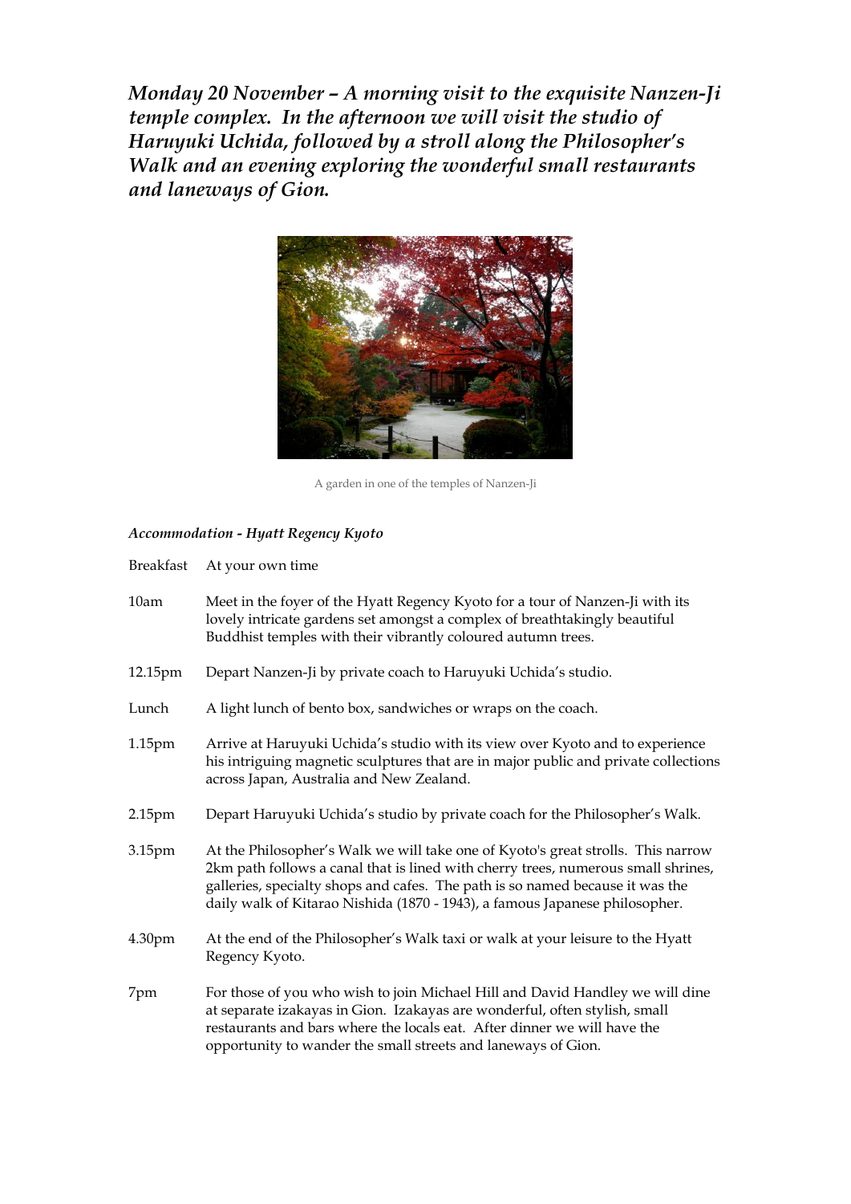**_Monday 20 November – A morning visit to the exquisite Nanzen-Ji temple complex. In the afternoon we will visit the studio of Haruyuki Uchida, followed by a stroll along the Philosopher's Walk and an evening exploring the wonderful small restaurants and laneways of Gion._**

A garden in one of the temples of Nanzen-Ji

***Accommodation - Hyatt Regency Kyoto***

| | |
|---|---|
| Breakfast | At your own time |
| 10am | Meet in the foyer of the Hyatt Regency Kyoto for a tour of Nanzen-Ji with its lovely intricate gardens set amongst a complex of breathtakingly beautiful Buddhist temples with their vibrantly coloured autumn trees. |
| 12.15pm | Depart Nanzen-Ji by private coach to Haruyuki Uchida's studio. |
| Lunch | A light lunch of bento box, sandwiches or wraps on the coach. |
| 1.15pm | Arrive at Haruyuki Uchida's studio with its view over Kyoto and to experience his intriguing magnetic sculptures that are in major public and private collections across Japan, Australia and New Zealand. |
| 2.15pm | Depart Haruyuki Uchida's studio by private coach for the Philosopher's Walk. |
| 3.15pm | At the Philosopher's Walk we will take one of Kyoto's great strolls. This narrow 2km path follows a canal that is lined with cherry trees, numerous small shrines, galleries, specialty shops and cafes. The path is so named because it was the daily walk of Kitarao Nishida (1870 - 1943), a famous Japanese philosopher. |
| 4.30pm | At the end of the Philosopher's Walk taxi or walk at your leisure to the Hyatt Regency Kyoto. |
| 7pm | For those of you who wish to join Michael Hill and David Handley we will dine at separate izakayas in Gion. Izakayas are wonderful, often stylish, small restaurants and bars where the locals eat. After dinner we will have the opportunity to wander the small streets and laneways of Gion. |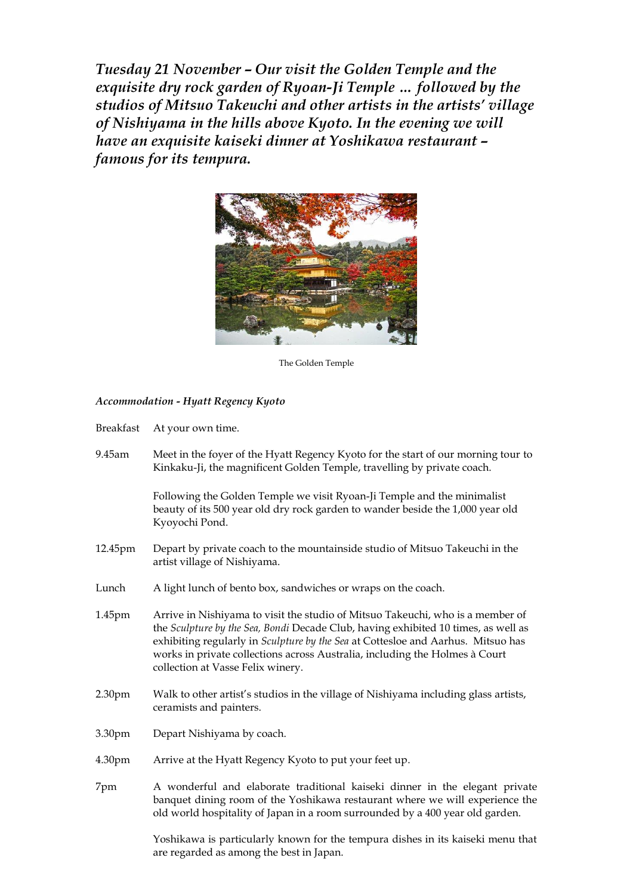***Tuesday 21 November – Our visit the Golden Temple and the exquisite dry rock garden of Ryoan-Ji Temple … followed by the studios of Mitsuo Takeuchi and other artists in the artists' village of Nishiyama in the hills above Kyoto. In the evening we will have an exquisite kaiseki dinner at Yoshikawa restaurant – famous for its tempura.***

The Golden Temple

***Accommodation - Hyatt Regency Kyoto***

| | |
|---|---|
| Breakfast | At your own time. |
| 9.45am | Meet in the foyer of the Hyatt Regency Kyoto for the start of our morning tour to Kinkaku-Ji, the magnificent Golden Temple, travelling by private coach.<br><br>Following the Golden Temple we visit Ryoan-Ji Temple and the minimalist beauty of its 500 year old dry rock garden to wander beside the 1,000 year old Kyoyochi Pond. |
| 12.45pm | Depart by private coach to the mountainside studio of Mitsuo Takeuchi in the artist village of Nishiyama. |
| Lunch | A light lunch of bento box, sandwiches or wraps on the coach. |
| 1.45pm | Arrive in Nishiyama to visit the studio of Mitsuo Takeuchi, who is a member of the *Sculpture by the Sea, Bondi* Decade Club, having exhibited 10 times, as well as exhibiting regularly in *Sculpture by the Sea* at Cottesloe and Aarhus. Mitsuo has works in private collections across Australia, including the Holmes à Court collection at Vasse Felix winery. |
| 2.30pm | Walk to other artist's studios in the village of Nishiyama including glass artists, ceramists and painters. |
| 3.30pm | Depart Nishiyama by coach. |
| 4.30pm | Arrive at the Hyatt Regency Kyoto to put your feet up. |
| 7pm | A wonderful and elaborate traditional kaiseki dinner in the elegant private banquet dining room of the Yoshikawa restaurant where we will experience the old world hospitality of Japan in a room surrounded by a 400 year old garden.<br><br>Yoshikawa is particularly known for the tempura dishes in its kaiseki menu that are regarded as among the best in Japan. |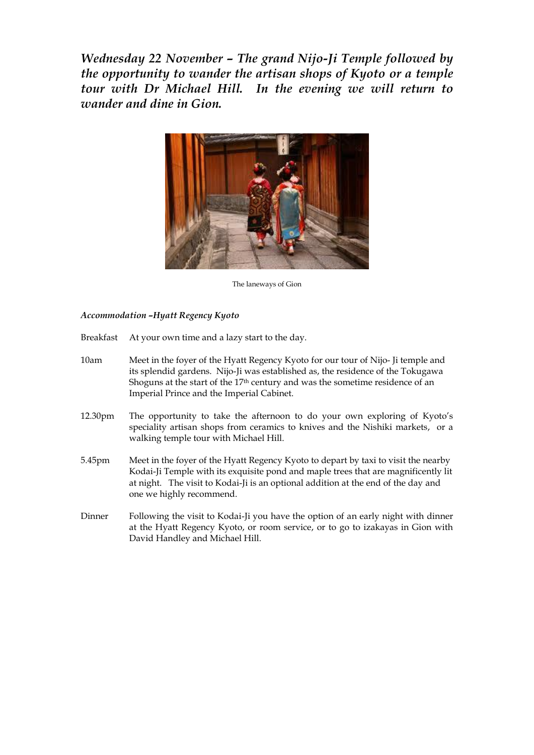***Wednesday 22 November – The grand Nijo-Ji Temple followed by the opportunity to wander the artisan shops of Kyoto or a temple tour with Dr Michael Hill. In the evening we will return to wander and dine in Gion.***

The laneways of Gion

***Accommodation –Hyatt Regency Kyoto***

Breakfast At your own time and a lazy start to the day.

10am Meet in the foyer of the Hyatt Regency Kyoto for our tour of Nijo- Ji temple and its splendid gardens. Nijo-Ji was established as, the residence of the Tokugawa Shoguns at the start of the 17th century and was the sometime residence of an Imperial Prince and the Imperial Cabinet.

12.30pm The opportunity to take the afternoon to do your own exploring of Kyoto's speciality artisan shops from ceramics to knives and the Nishiki markets, or a walking temple tour with Michael Hill.

5.45pm Meet in the foyer of the Hyatt Regency Kyoto to depart by taxi to visit the nearby Kodai-Ji Temple with its exquisite pond and maple trees that are magnificently lit at night. The visit to Kodai-Ji is an optional addition at the end of the day and one we highly recommend.

Dinner Following the visit to Kodai-Ji you have the option of an early night with dinner at the Hyatt Regency Kyoto, or room service, or to go to izakayas in Gion with David Handley and Michael Hill.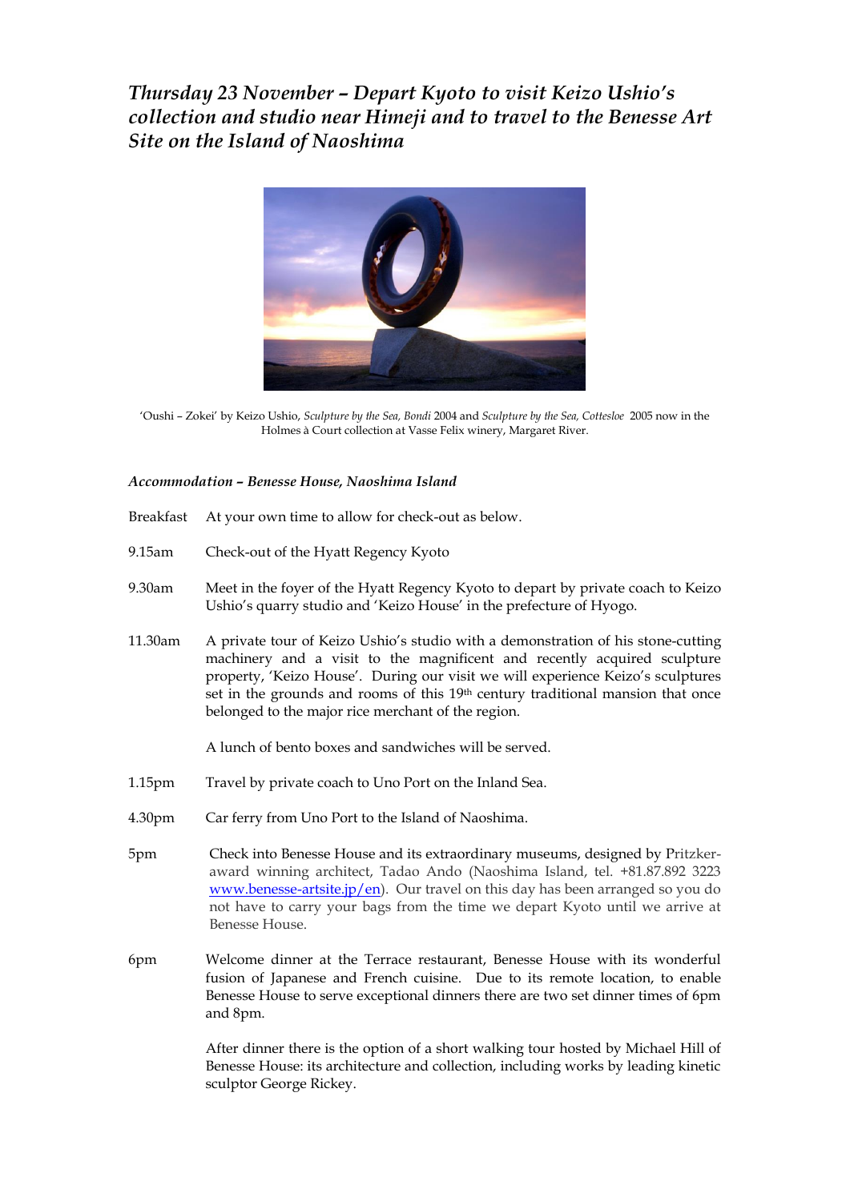# *Thursday 23 November – Depart Kyoto to visit Keizo Ushio's collection and studio near Himeji and to travel to the Benesse Art Site on the Island of Naoshima*

'Oushi – Zokei' by Keizo Ushio, *Sculpture by the Sea, Bondi* 2004 and *Sculpture by the Sea, Cottesloe* 2005 now in the Holmes à Court collection at Vasse Felix winery, Margaret River.

***Accommodation – Benesse House, Naoshima Island***

Breakfast — At your own time to allow for check-out as below.

9.15am — Check-out of the Hyatt Regency Kyoto

9.30am — Meet in the foyer of the Hyatt Regency Kyoto to depart by private coach to Keizo Ushio's quarry studio and 'Keizo House' in the prefecture of Hyogo.

11.30am — A private tour of Keizo Ushio's studio with a demonstration of his stone-cutting machinery and a visit to the magnificent and recently acquired sculpture property, 'Keizo House'. During our visit we will experience Keizo's sculptures set in the grounds and rooms of this 19th century traditional mansion that once belonged to the major rice merchant of the region.

A lunch of bento boxes and sandwiches will be served.

1.15pm — Travel by private coach to Uno Port on the Inland Sea.

4.30pm — Car ferry from Uno Port to the Island of Naoshima.

5pm — Check into Benesse House and its extraordinary museums, designed by Pritzker-award winning architect, Tadao Ando (Naoshima Island, tel. +81.87.892 3223 www.benesse-artsite.jp/en). Our travel on this day has been arranged so you do not have to carry your bags from the time we depart Kyoto until we arrive at Benesse House.

6pm — Welcome dinner at the Terrace restaurant, Benesse House with its wonderful fusion of Japanese and French cuisine. Due to its remote location, to enable Benesse House to serve exceptional dinners there are two set dinner times of 6pm and 8pm.

After dinner there is the option of a short walking tour hosted by Michael Hill of Benesse House: its architecture and collection, including works by leading kinetic sculptor George Rickey.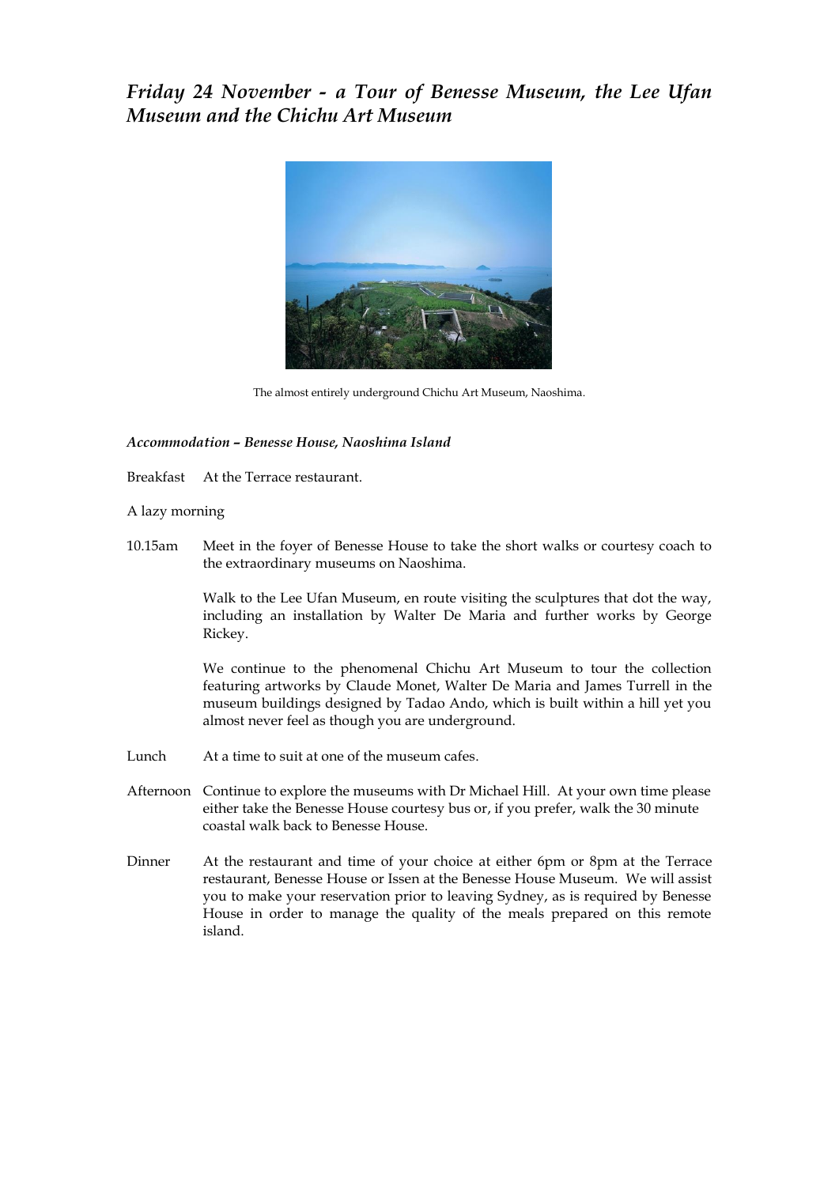## *Friday 24 November - a Tour of Benesse Museum, the Lee Ufan Museum and the Chichu Art Museum*

The almost entirely underground Chichu Art Museum, Naoshima.

***Accommodation – Benesse House, Naoshima Island***

Breakfast At the Terrace restaurant.

A lazy morning

10.15am Meet in the foyer of Benesse House to take the short walks or courtesy coach to the extraordinary museums on Naoshima.

Walk to the Lee Ufan Museum, en route visiting the sculptures that dot the way, including an installation by Walter De Maria and further works by George Rickey.

We continue to the phenomenal Chichu Art Museum to tour the collection featuring artworks by Claude Monet, Walter De Maria and James Turrell in the museum buildings designed by Tadao Ando, which is built within a hill yet you almost never feel as though you are underground.

Lunch At a time to suit at one of the museum cafes.

Afternoon Continue to explore the museums with Dr Michael Hill. At your own time please either take the Benesse House courtesy bus or, if you prefer, walk the 30 minute coastal walk back to Benesse House.

Dinner At the restaurant and time of your choice at either 6pm or 8pm at the Terrace restaurant, Benesse House or Issen at the Benesse House Museum. We will assist you to make your reservation prior to leaving Sydney, as is required by Benesse House in order to manage the quality of the meals prepared on this remote island.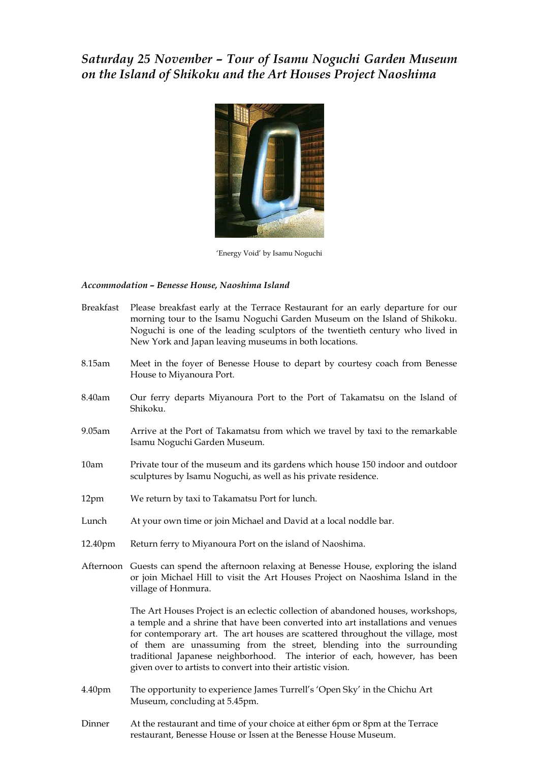# *Saturday 25 November – Tour of Isamu Noguchi Garden Museum on the Island of Shikoku and the Art Houses Project Naoshima*

'Energy Void' by Isamu Noguchi

***Accommodation – Benesse House, Naoshima Island***

Breakfast Please breakfast early at the Terrace Restaurant for an early departure for our morning tour to the Isamu Noguchi Garden Museum on the Island of Shikoku. Noguchi is one of the leading sculptors of the twentieth century who lived in New York and Japan leaving museums in both locations.

8.15am Meet in the foyer of Benesse House to depart by courtesy coach from Benesse House to Miyanoura Port.

8.40am Our ferry departs Miyanoura Port to the Port of Takamatsu on the Island of Shikoku.

9.05am Arrive at the Port of Takamatsu from which we travel by taxi to the remarkable Isamu Noguchi Garden Museum.

10am Private tour of the museum and its gardens which house 150 indoor and outdoor sculptures by Isamu Noguchi, as well as his private residence.

12pm We return by taxi to Takamatsu Port for lunch.

Lunch At your own time or join Michael and David at a local noddle bar.

12.40pm Return ferry to Miyanoura Port on the island of Naoshima.

Afternoon Guests can spend the afternoon relaxing at Benesse House, exploring the island or join Michael Hill to visit the Art Houses Project on Naoshima Island in the village of Honmura.

The Art Houses Project is an eclectic collection of abandoned houses, workshops, a temple and a shrine that have been converted into art installations and venues for contemporary art. The art houses are scattered throughout the village, most of them are unassuming from the street, blending into the surrounding traditional Japanese neighborhood. The interior of each, however, has been given over to artists to convert into their artistic vision.

4.40pm The opportunity to experience James Turrell's 'Open Sky' in the Chichu Art Museum, concluding at 5.45pm.

Dinner At the restaurant and time of your choice at either 6pm or 8pm at the Terrace restaurant, Benesse House or Issen at the Benesse House Museum.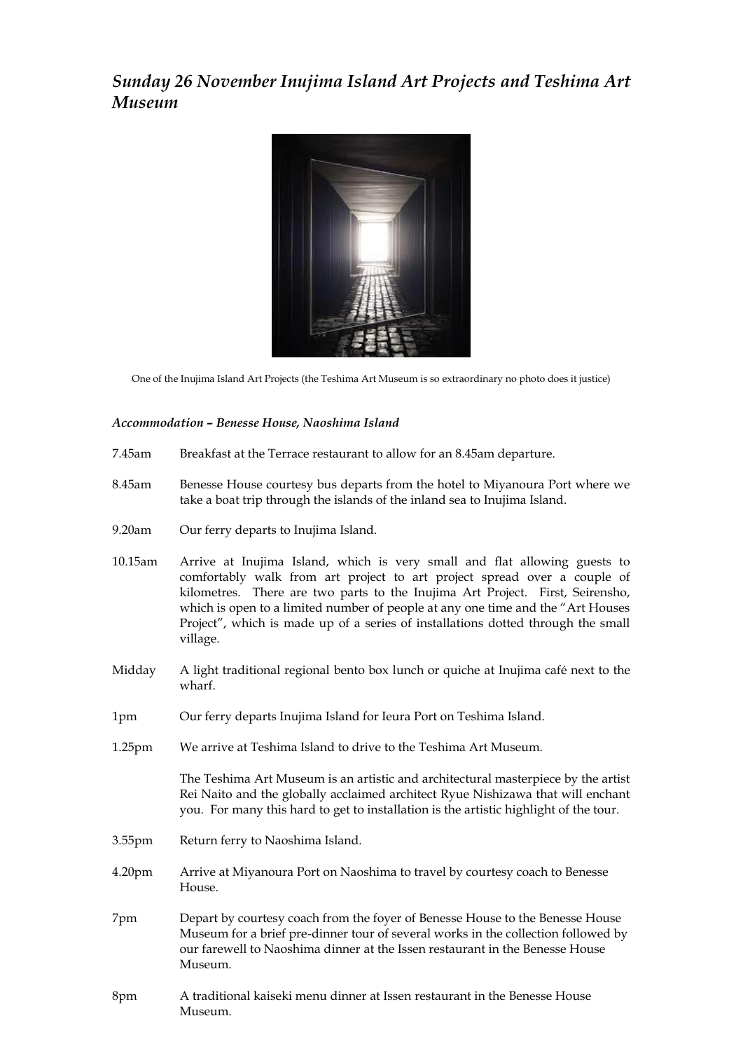# *Sunday 26 November Inujima Island Art Projects and Teshima Art Museum*

One of the Inujima Island Art Projects (the Teshima Art Museum is so extraordinary no photo does it justice)

***Accommodation – Benesse House, Naoshima Island***

7.45am — Breakfast at the Terrace restaurant to allow for an 8.45am departure.

8.45am — Benesse House courtesy bus departs from the hotel to Miyanoura Port where we take a boat trip through the islands of the inland sea to Inujima Island.

9.20am — Our ferry departs to Inujima Island.

10.15am — Arrive at Inujima Island, which is very small and flat allowing guests to comfortably walk from art project to art project spread over a couple of kilometres. There are two parts to the Inujima Art Project. First, Seirensho, which is open to a limited number of people at any one time and the "Art Houses Project", which is made up of a series of installations dotted through the small village.

Midday — A light traditional regional bento box lunch or quiche at Inujima café next to the wharf.

1pm — Our ferry departs Inujima Island for Ieura Port on Teshima Island.

1.25pm — We arrive at Teshima Island to drive to the Teshima Art Museum.

The Teshima Art Museum is an artistic and architectural masterpiece by the artist Rei Naito and the globally acclaimed architect Ryue Nishizawa that will enchant you. For many this hard to get to installation is the artistic highlight of the tour.

3.55pm — Return ferry to Naoshima Island.

4.20pm — Arrive at Miyanoura Port on Naoshima to travel by courtesy coach to Benesse House.

7pm — Depart by courtesy coach from the foyer of Benesse House to the Benesse House Museum for a brief pre-dinner tour of several works in the collection followed by our farewell to Naoshima dinner at the Issen restaurant in the Benesse House Museum.

8pm — A traditional kaiseki menu dinner at Issen restaurant in the Benesse House Museum.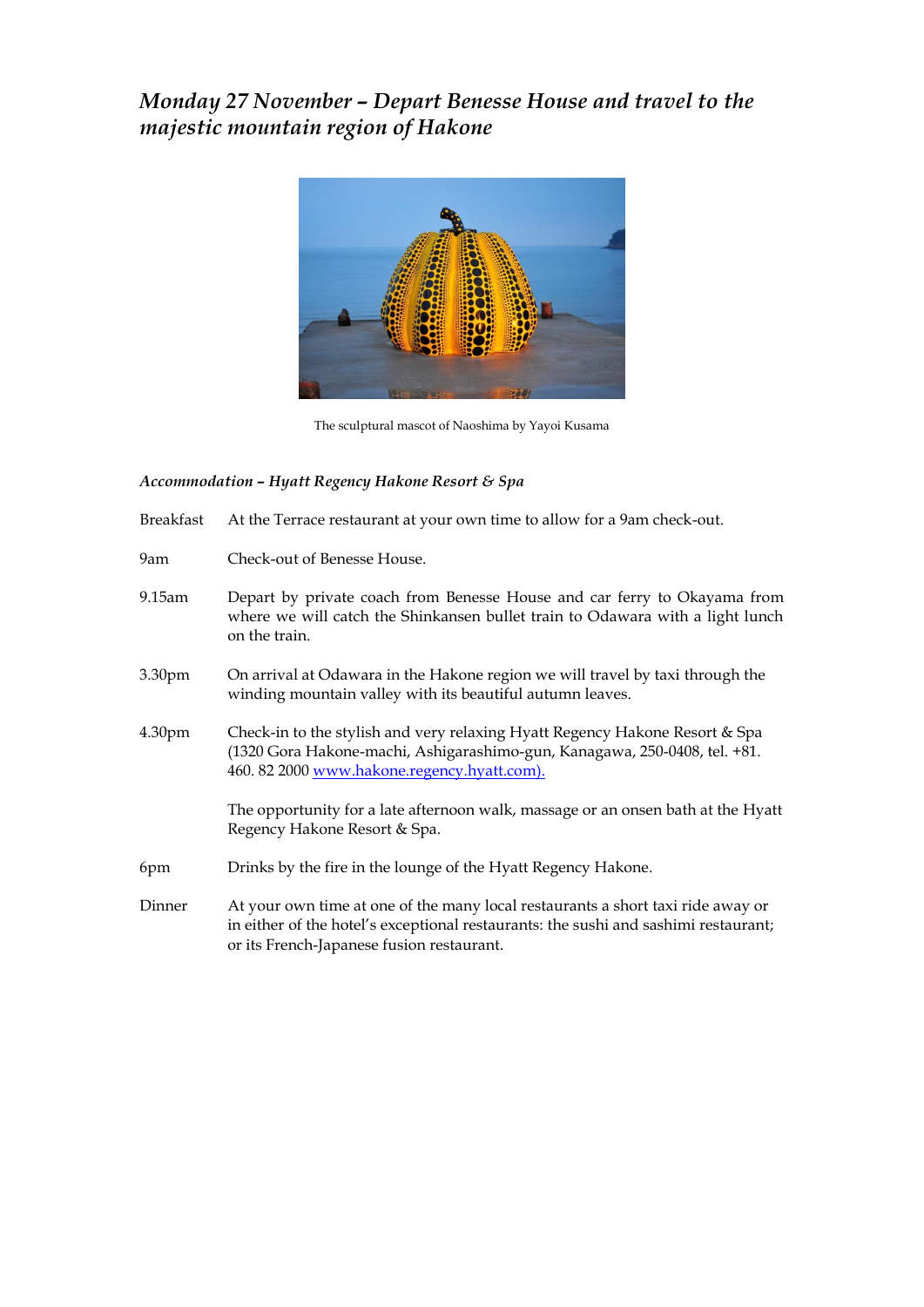## *Monday 27 November – Depart Benesse House and travel to the majestic mountain region of Hakone*

The sculptural mascot of Naoshima by Yayoi Kusama

### *Accommodation – Hyatt Regency Hakone Resort & Spa*

| | |
|---|---|
| Breakfast | At the Terrace restaurant at your own time to allow for a 9am check-out. |
| 9am | Check-out of Benesse House. |
| 9.15am | Depart by private coach from Benesse House and car ferry to Okayama from where we will catch the Shinkansen bullet train to Odawara with a light lunch on the train. |
| 3.30pm | On arrival at Odawara in the Hakone region we will travel by taxi through the winding mountain valley with its beautiful autumn leaves. |
| 4.30pm | Check-in to the stylish and very relaxing Hyatt Regency Hakone Resort & Spa (1320 Gora Hakone-machi, Ashigarashimo-gun, Kanagawa, 250-0408, tel. +81. 460. 82 2000 [www.hakone.regency.hyatt.com).](http://www.hakone.regency.hyatt.com) |
| | The opportunity for a late afternoon walk, massage or an onsen bath at the Hyatt Regency Hakone Resort & Spa. |
| 6pm | Drinks by the fire in the lounge of the Hyatt Regency Hakone. |
| Dinner | At your own time at one of the many local restaurants a short taxi ride away or in either of the hotel's exceptional restaurants: the sushi and sashimi restaurant; or its French-Japanese fusion restaurant. |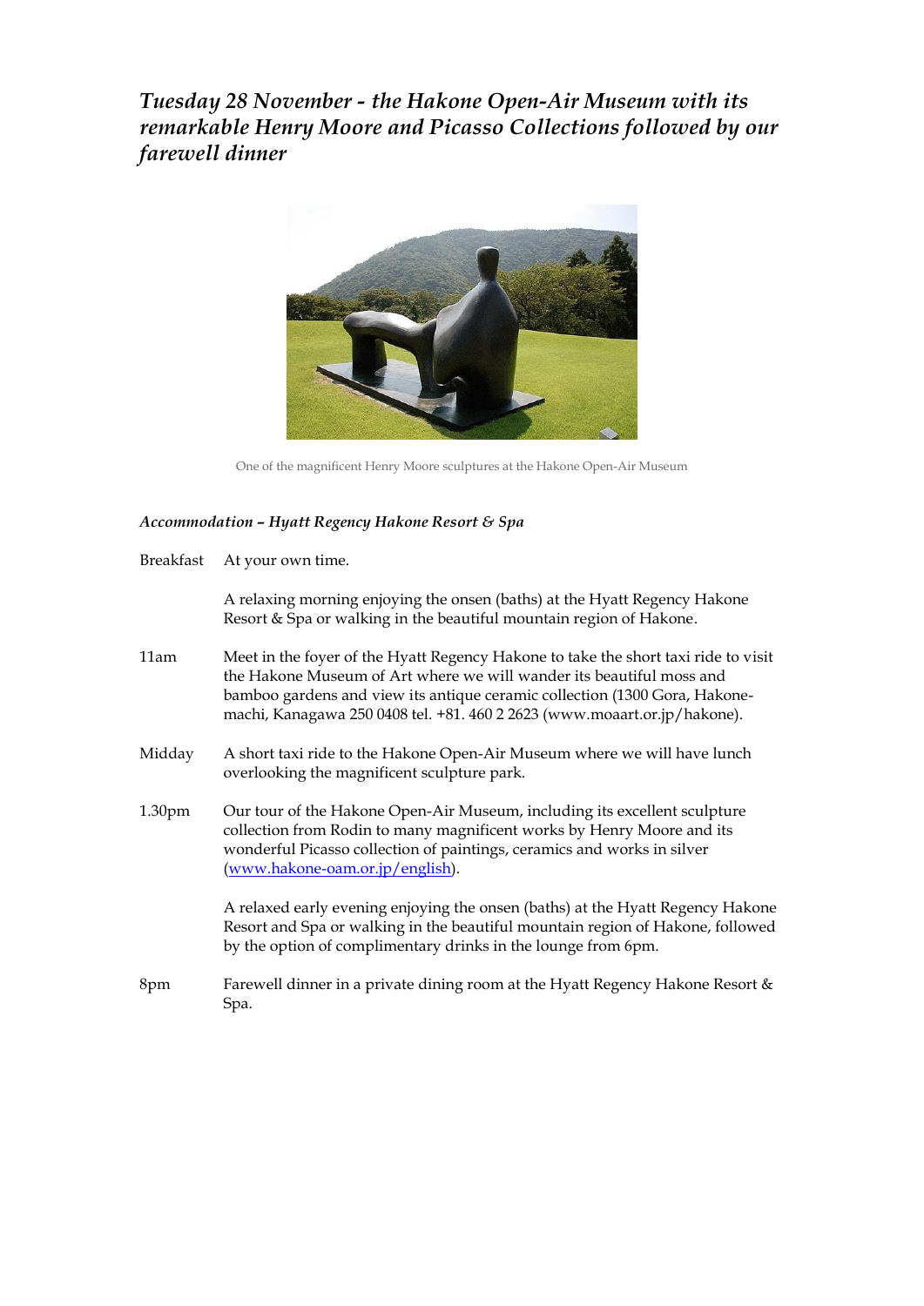## *Tuesday 28 November - the Hakone Open-Air Museum with its remarkable Henry Moore and Picasso Collections followed by our farewell dinner*

One of the magnificent Henry Moore sculptures at the Hakone Open-Air Museum

### *Accommodation – Hyatt Regency Hakone Resort & Spa*

| | |
|---|---|
| Breakfast | At your own time. |
| | A relaxing morning enjoying the onsen (baths) at the Hyatt Regency Hakone Resort & Spa or walking in the beautiful mountain region of Hakone. |
| 11am | Meet in the foyer of the Hyatt Regency Hakone to take the short taxi ride to visit the Hakone Museum of Art where we will wander its beautiful moss and bamboo gardens and view its antique ceramic collection (1300 Gora, Hakone-machi, Kanagawa 250 0408 tel. +81. 460 2 2623 (www.moaart.or.jp/hakone). |
| Midday | A short taxi ride to the Hakone Open-Air Museum where we will have lunch overlooking the magnificent sculpture park. |
| 1.30pm | Our tour of the Hakone Open-Air Museum, including its excellent sculpture collection from Rodin to many magnificent works by Henry Moore and its wonderful Picasso collection of paintings, ceramics and works in silver (www.hakone-oam.or.jp/english). |
| | A relaxed early evening enjoying the onsen (baths) at the Hyatt Regency Hakone Resort and Spa or walking in the beautiful mountain region of Hakone, followed by the option of complimentary drinks in the lounge from 6pm. |
| 8pm | Farewell dinner in a private dining room at the Hyatt Regency Hakone Resort & Spa. |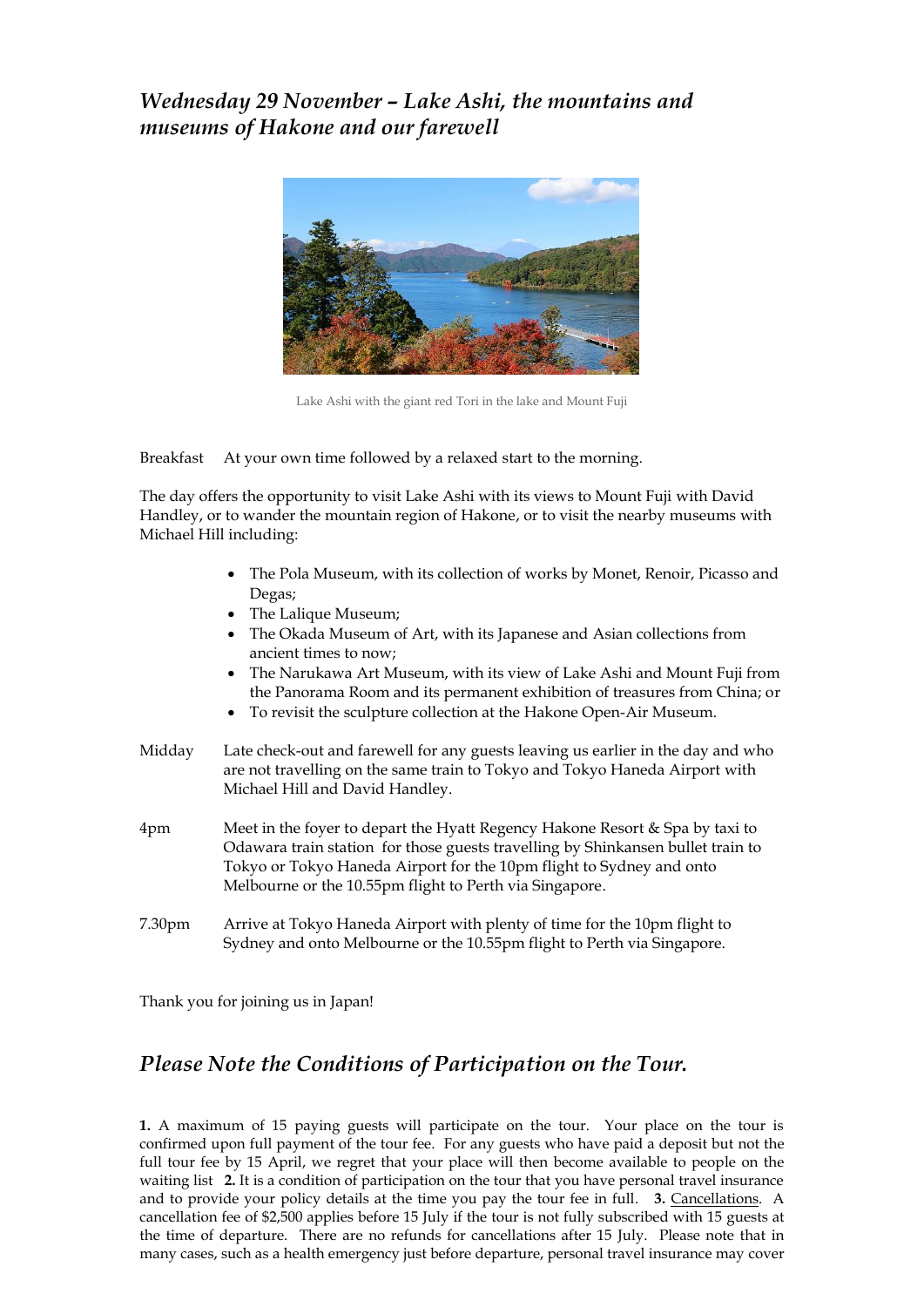## *Wednesday 29 November – Lake Ashi, the mountains and museums of Hakone and our farewell*

Lake Ashi with the giant red Tori in the lake and Mount Fuji

Breakfast At your own time followed by a relaxed start to the morning.

The day offers the opportunity to visit Lake Ashi with its views to Mount Fuji with David Handley, or to wander the mountain region of Hakone, or to visit the nearby museums with Michael Hill including:

- The Pola Museum, with its collection of works by Monet, Renoir, Picasso and Degas;
- The Lalique Museum;
- The Okada Museum of Art, with its Japanese and Asian collections from ancient times to now;
- The Narukawa Art Museum, with its view of Lake Ashi and Mount Fuji from the Panorama Room and its permanent exhibition of treasures from China; or
- To revisit the sculpture collection at the Hakone Open-Air Museum.

Midday Late check-out and farewell for any guests leaving us earlier in the day and who are not travelling on the same train to Tokyo and Tokyo Haneda Airport with Michael Hill and David Handley.

4pm Meet in the foyer to depart the Hyatt Regency Hakone Resort & Spa by taxi to Odawara train station for those guests travelling by Shinkansen bullet train to Tokyo or Tokyo Haneda Airport for the 10pm flight to Sydney and onto Melbourne or the 10.55pm flight to Perth via Singapore.

7.30pm Arrive at Tokyo Haneda Airport with plenty of time for the 10pm flight to Sydney and onto Melbourne or the 10.55pm flight to Perth via Singapore.

Thank you for joining us in Japan!

## *Please Note the Conditions of Participation on the Tour.*

**1.** A maximum of 15 paying guests will participate on the tour. Your place on the tour is confirmed upon full payment of the tour fee. For any guests who have paid a deposit but not the full tour fee by 15 April, we regret that your place will then become available to people on the waiting list **2.** It is a condition of participation on the tour that you have personal travel insurance and to provide your policy details at the time you pay the tour fee in full. **3.** Cancellations. A cancellation fee of $2,500 applies before 15 July if the tour is not fully subscribed with 15 guests at the time of departure. There are no refunds for cancellations after 15 July. Please note that in many cases, such as a health emergency just before departure, personal travel insurance may cover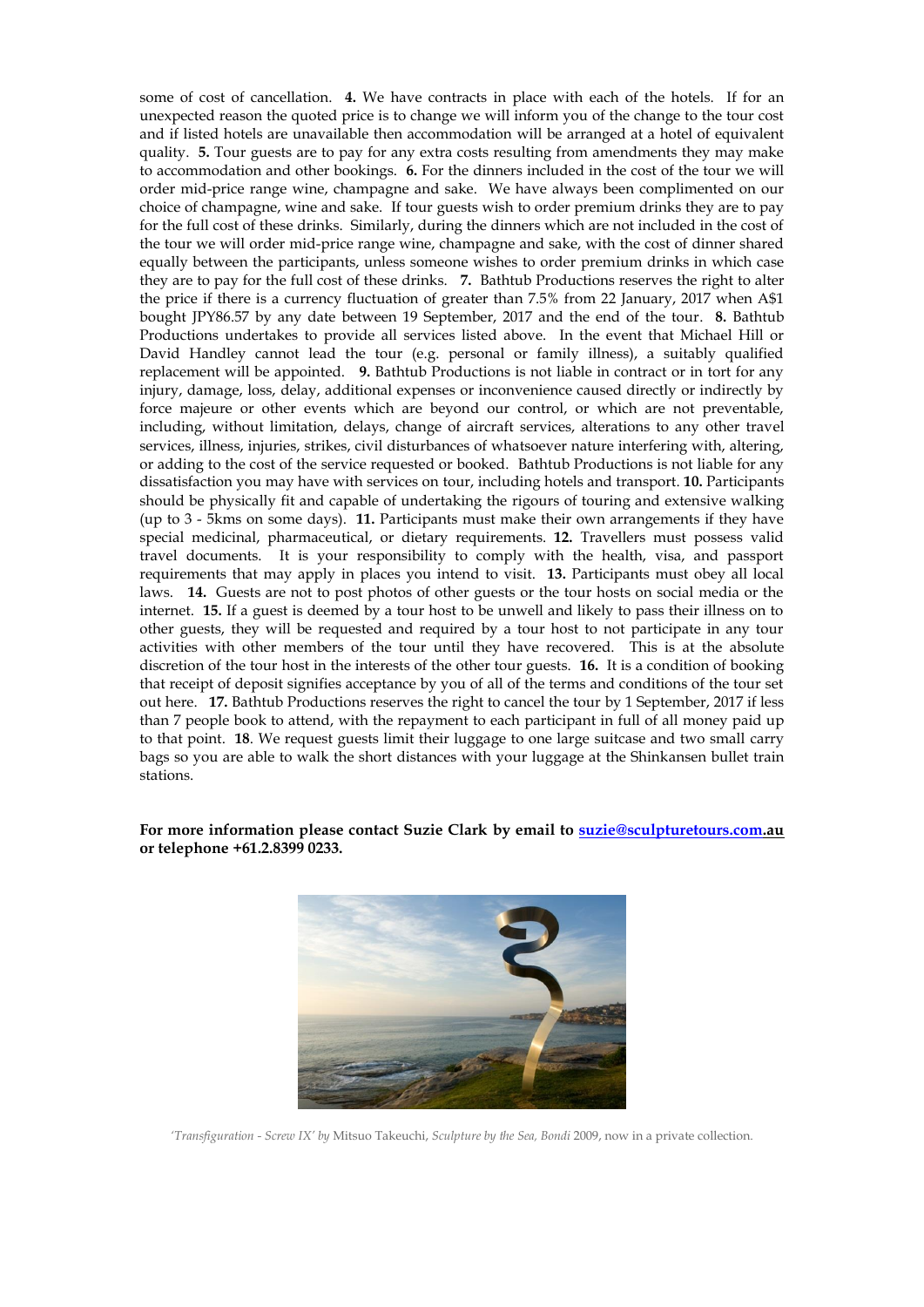some of cost of cancellation. **4.** We have contracts in place with each of the hotels. If for an unexpected reason the quoted price is to change we will inform you of the change to the tour cost and if listed hotels are unavailable then accommodation will be arranged at a hotel of equivalent quality. **5.** Tour guests are to pay for any extra costs resulting from amendments they may make to accommodation and other bookings. **6.** For the dinners included in the cost of the tour we will order mid-price range wine, champagne and sake. We have always been complimented on our choice of champagne, wine and sake. If tour guests wish to order premium drinks they are to pay for the full cost of these drinks. Similarly, during the dinners which are not included in the cost of the tour we will order mid-price range wine, champagne and sake, with the cost of dinner shared equally between the participants, unless someone wishes to order premium drinks in which case they are to pay for the full cost of these drinks. **7.** Bathtub Productions reserves the right to alter the price if there is a currency fluctuation of greater than 7.5% from 22 January, 2017 when A$1 bought JPY86.57 by any date between 19 September, 2017 and the end of the tour. **8.** Bathtub Productions undertakes to provide all services listed above. In the event that Michael Hill or David Handley cannot lead the tour (e.g. personal or family illness), a suitably qualified replacement will be appointed. **9.** Bathtub Productions is not liable in contract or in tort for any injury, damage, loss, delay, additional expenses or inconvenience caused directly or indirectly by force majeure or other events which are beyond our control, or which are not preventable, including, without limitation, delays, change of aircraft services, alterations to any other travel services, illness, injuries, strikes, civil disturbances of whatsoever nature interfering with, altering, or adding to the cost of the service requested or booked. Bathtub Productions is not liable for any dissatisfaction you may have with services on tour, including hotels and transport. **10.** Participants should be physically fit and capable of undertaking the rigours of touring and extensive walking (up to 3 - 5kms on some days). **11.** Participants must make their own arrangements if they have special medicinal, pharmaceutical, or dietary requirements. **12.** Travellers must possess valid travel documents. It is your responsibility to comply with the health, visa, and passport requirements that may apply in places you intend to visit. **13.** Participants must obey all local laws. **14.** Guests are not to post photos of other guests or the tour hosts on social media or the internet. **15.** If a guest is deemed by a tour host to be unwell and likely to pass their illness on to other guests, they will be requested and required by a tour host to not participate in any tour activities with other members of the tour until they have recovered. This is at the absolute discretion of the tour host in the interests of the other tour guests. **16.** It is a condition of booking that receipt of deposit signifies acceptance by you of all of the terms and conditions of the tour set out here. **17.** Bathtub Productions reserves the right to cancel the tour by 1 September, 2017 if less than 7 people book to attend, with the repayment to each participant in full of all money paid up to that point. **18**. We request guests limit their luggage to one large suitcase and two small carry bags so you are able to walk the short distances with your luggage at the Shinkansen bullet train stations.

**For more information please contact Suzie Clark by email to suzie@sculpturetours.com.au or telephone +61.2.8399 0233.**

*'Transfiguration - Screw IX' by* Mitsuo Takeuchi, *Sculpture by the Sea, Bondi* 2009, now in a private collection.